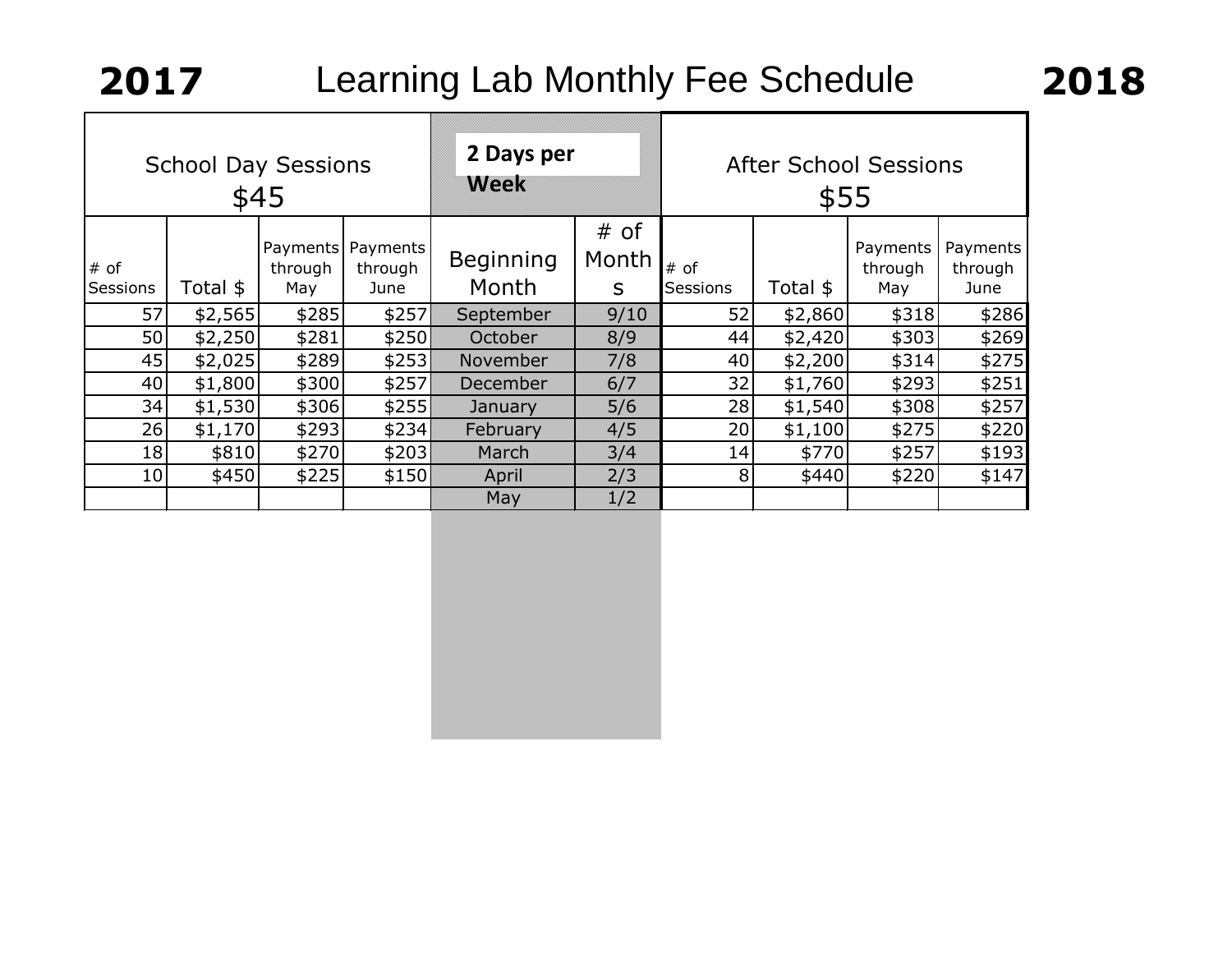# 2017 Learning Lab Monthly Fee Schedule 2018

| School Day Sessions $45 | | | | **2 Days per Week** | | After School Sessions $55 | | | |
|---|---|---|---|---|---|---|---|---|---|
| # of Sessions | Total $ | Payments through May | Payments through June | Beginning Month | # of Months | # of Sessions | Total $ | Payments through May | Payments through June |
| 57 | $2,565 | $285 | $257 | September | 9/10 | 52 | $2,860 | $318 | $286 |
| 50 | $2,250 | $281 | $250 | October | 8/9 | 44 | $2,420 | $303 | $269 |
| 45 | $2,025 | $289 | $253 | November | 7/8 | 40 | $2,200 | $314 | $275 |
| 40 | $1,800 | $300 | $257 | December | 6/7 | 32 | $1,760 | $293 | $251 |
| 34 | $1,530 | $306 | $255 | January | 5/6 | 28 | $1,540 | $308 | $257 |
| 26 | $1,170 | $293 | $234 | February | 4/5 | 20 | $1,100 | $275 | $220 |
| 18 | $810 | $270 | $203 | March | 3/4 | 14 | $770 | $257 | $193 |
| 10 | $450 | $225 | $150 | April | 2/3 | 8 | $440 | $220 | $147 |
| | | | | May | 1/2 | | | | |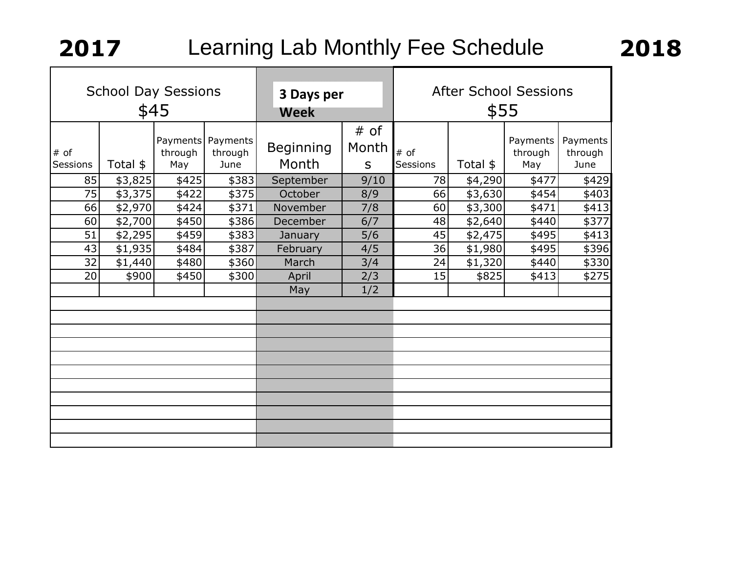# 2017 Learning Lab Monthly Fee Schedule 2018

| School Day Sessions $45 | | | | 3 Days per Week | | After School Sessions $55 | | | |
|---|---|---|---|---|---|---|---|---|---|
| # of Sessions | Total $ | Payments through May | Payments through June | Beginning Month | # of Months | # of Sessions | Total $ | Payments through May | Payments through June |
| 85 | $3,825 | $425 | $383 | September | 9/10 | 78 | $4,290 | $477 | $429 |
| 75 | $3,375 | $422 | $375 | October | 8/9 | 66 | $3,630 | $454 | $403 |
| 66 | $2,970 | $424 | $371 | November | 7/8 | 60 | $3,300 | $471 | $413 |
| 60 | $2,700 | $450 | $386 | December | 6/7 | 48 | $2,640 | $440 | $377 |
| 51 | $2,295 | $459 | $383 | January | 5/6 | 45 | $2,475 | $495 | $413 |
| 43 | $1,935 | $484 | $387 | February | 4/5 | 36 | $1,980 | $495 | $396 |
| 32 | $1,440 | $480 | $360 | March | 3/4 | 24 | $1,320 | $440 | $330 |
| 20 | $900 | $450 | $300 | April | 2/3 | 15 | $825 | $413 | $275 |
| | | | | May | 1/2 | | | | |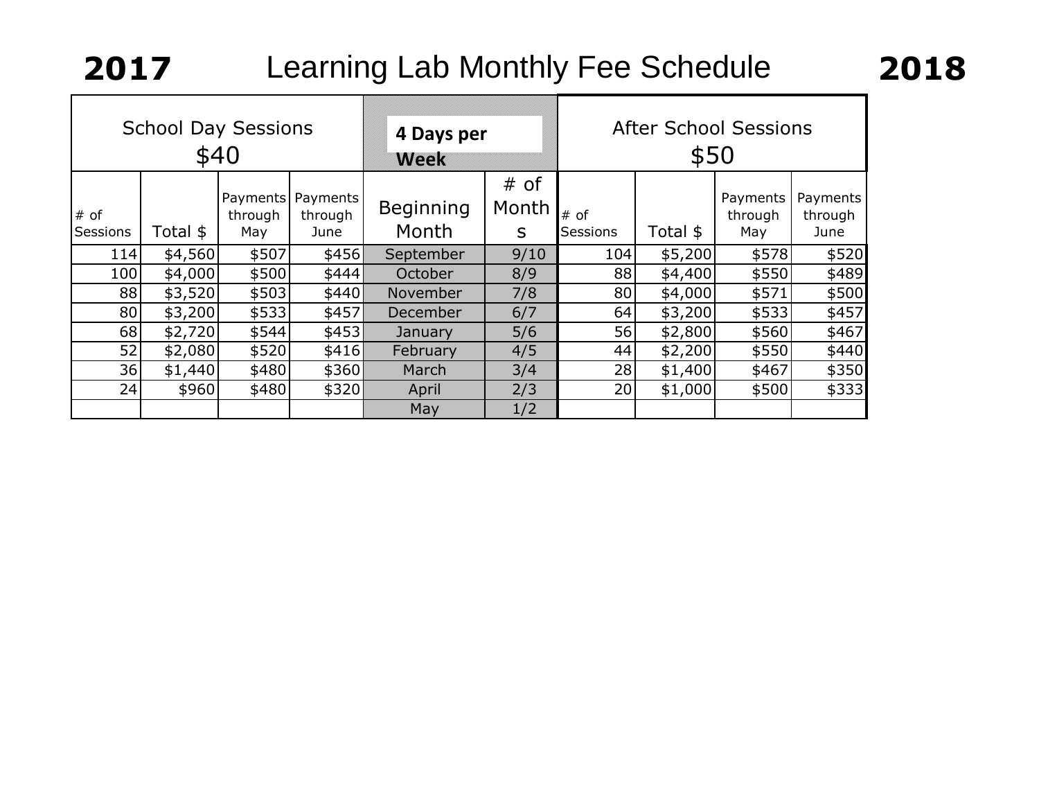# 2017 Learning Lab Monthly Fee Schedule 2018

| School Day Sessions $40 | | | | 4 Days per Week | | After School Sessions $50 | | | |
|---|---|---|---|---|---|---|---|---|---|
| # of Sessions | Total $ | Payments through May | Payments through June | Beginning Month | # of Months | # of Sessions | Total $ | Payments through May | Payments through June |
| 114 | $4,560 | $507 | $456 | September | 9/10 | 104 | $5,200 | $578 | $520 |
| 100 | $4,000 | $500 | $444 | October | 8/9 | 88 | $4,400 | $550 | $489 |
| 88 | $3,520 | $503 | $440 | November | 7/8 | 80 | $4,000 | $571 | $500 |
| 80 | $3,200 | $533 | $457 | December | 6/7 | 64 | $3,200 | $533 | $457 |
| 68 | $2,720 | $544 | $453 | January | 5/6 | 56 | $2,800 | $560 | $467 |
| 52 | $2,080 | $520 | $416 | February | 4/5 | 44 | $2,200 | $550 | $440 |
| 36 | $1,440 | $480 | $360 | March | 3/4 | 28 | $1,400 | $467 | $350 |
| 24 | $960 | $480 | $320 | April | 2/3 | 20 | $1,000 | $500 | $333 |
| | | | | May | 1/2 | | | | |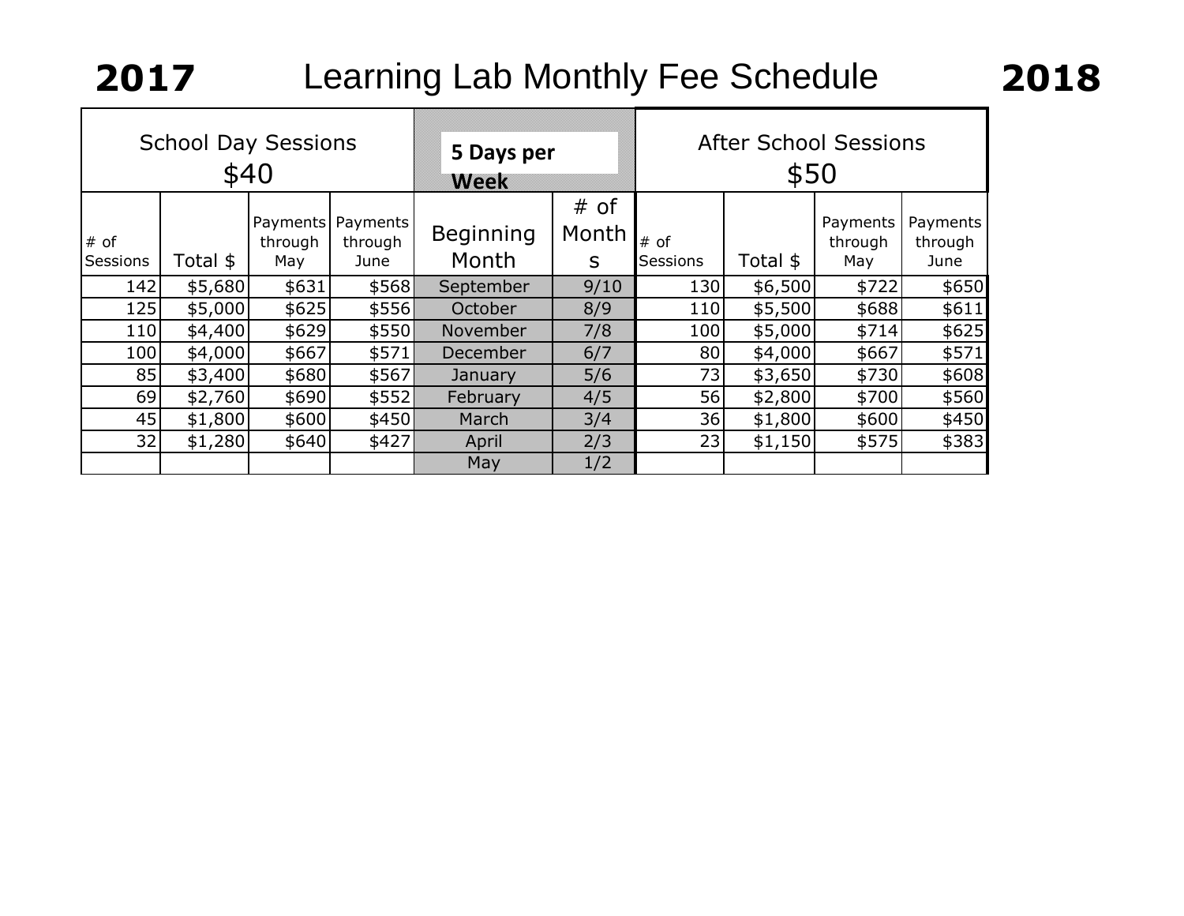# 2017 Learning Lab Monthly Fee Schedule 2018

| School Day Sessions $40 | | | | 5 Days per Week | | After School Sessions $50 | | | |
|---|---|---|---|---|---|---|---|---|---|
| # of Sessions | Total $ | Payments through May | Payments through June | Beginning Month | # of Months | # of Sessions | Total $ | Payments through May | Payments through June |
| 142 | $5,680 | $631 | $568 | September | 9/10 | 130 | $6,500 | $722 | $650 |
| 125 | $5,000 | $625 | $556 | October | 8/9 | 110 | $5,500 | $688 | $611 |
| 110 | $4,400 | $629 | $550 | November | 7/8 | 100 | $5,000 | $714 | $625 |
| 100 | $4,000 | $667 | $571 | December | 6/7 | 80 | $4,000 | $667 | $571 |
| 85 | $3,400 | $680 | $567 | January | 5/6 | 73 | $3,650 | $730 | $608 |
| 69 | $2,760 | $690 | $552 | February | 4/5 | 56 | $2,800 | $700 | $560 |
| 45 | $1,800 | $600 | $450 | March | 3/4 | 36 | $1,800 | $600 | $450 |
| 32 | $1,280 | $640 | $427 | April | 2/3 | 23 | $1,150 | $575 | $383 |
| | | | | May | 1/2 | | | | |